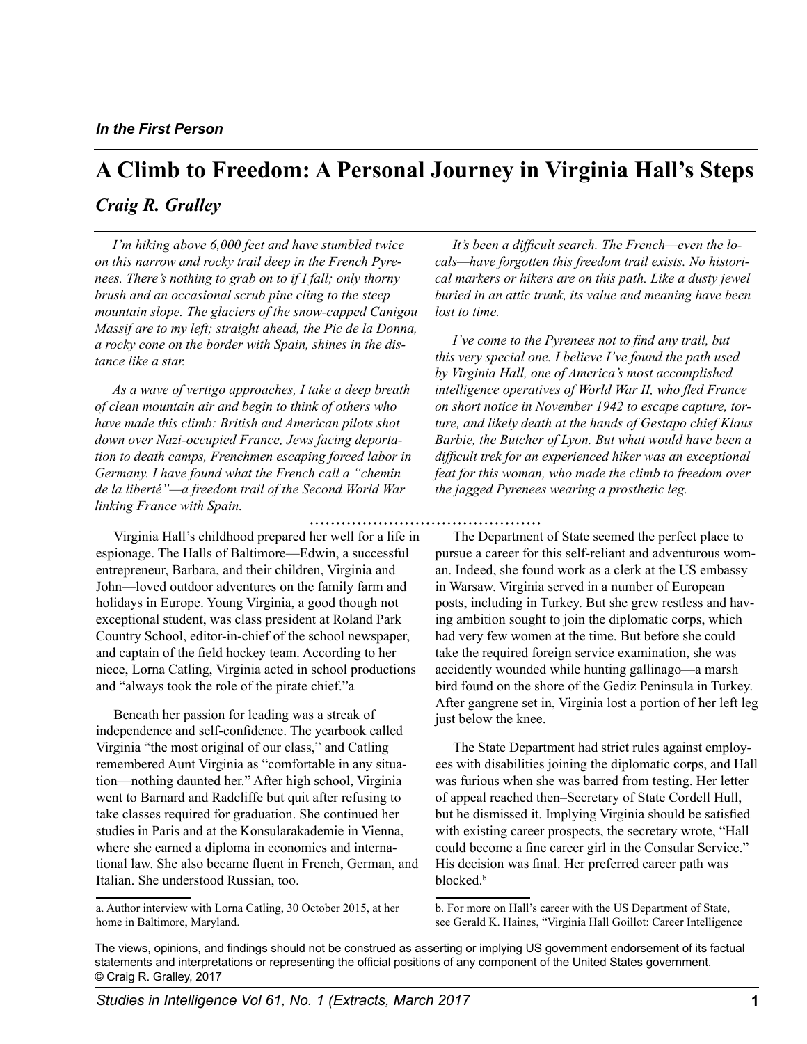*In the First Person*

# A Climb to Freedom: A Personal Journey in Virginia Hall's Steps

## *Craig R. Gralley*

*I'm hiking above 6,000 feet and have stumbled twice on this narrow and rocky trail deep in the French Pyrenees. There's nothing to grab on to if I fall; only thorny brush and an occasional scrub pine cling to the steep mountain slope. The glaciers of the snow-capped Canigou Massif are to my left; straight ahead, the Pic de la Donna, a rocky cone on the border with Spain, shines in the distance like a star.*

*As a wave of vertigo approaches, I take a deep breath of clean mountain air and begin to think of others who have made this climb: British and American pilots shot down over Nazi-occupied France, Jews facing deportation to death camps, Frenchmen escaping forced labor in Germany. I have found what the French call a "chemin de la liberté"—a freedom trail of the Second World War linking France with Spain.*

*It's been a difficult search. The French—even the locals—have forgotten this freedom trail exists. No historical markers or hikers are on this path. Like a dusty jewel buried in an attic trunk, its value and meaning have been lost to time.*

*I've come to the Pyrenees not to find any trail, but this very special one. I believe I've found the path used by Virginia Hall, one of America's most accomplished intelligence operatives of World War II, who fled France on short notice in November 1942 to escape capture, torture, and likely death at the hands of Gestapo chief Klaus Barbie, the Butcher of Lyon. But what would have been a difficult trek for an experienced hiker was an exceptional feat for this woman, who made the climb to freedom over the jagged Pyrenees wearing a prosthetic leg.*

Virginia Hall's childhood prepared her well for a life in espionage. The Halls of Baltimore—Edwin, a successful entrepreneur, Barbara, and their children, Virginia and John—loved outdoor adventures on the family farm and holidays in Europe. Young Virginia, a good though not exceptional student, was class president at Roland Park Country School, editor-in-chief of the school newspaper, and captain of the field hockey team. According to her niece, Lorna Catling, Virginia acted in school productions and "always took the role of the pirate chief."[a]

Beneath her passion for leading was a streak of independence and self-confidence. The yearbook called Virginia "the most original of our class," and Catling remembered Aunt Virginia as "comfortable in any situation—nothing daunted her." After high school, Virginia went to Barnard and Radcliffe but quit after refusing to take classes required for graduation. She continued her studies in Paris and at the Konsularakademie in Vienna, where she earned a diploma in economics and international law. She also became fluent in French, German, and Italian. She understood Russian, too.

The Department of State seemed the perfect place to pursue a career for this self-reliant and adventurous woman. Indeed, she found work as a clerk at the US embassy in Warsaw. Virginia served in a number of European posts, including in Turkey. But she grew restless and having ambition sought to join the diplomatic corps, which had very few women at the time. But before she could take the required foreign service examination, she was accidently wounded while hunting gallinago—a marsh bird found on the shore of the Gediz Peninsula in Turkey. After gangrene set in, Virginia lost a portion of her left leg just below the knee.

The State Department had strict rules against employees with disabilities joining the diplomatic corps, and Hall was furious when she was barred from testing. Her letter of appeal reached then–Secretary of State Cordell Hull, but he dismissed it. Implying Virginia should be satisfied with existing career prospects, the secretary wrote, "Hall could become a fine career girl in the Consular Service." His decision was final. Her preferred career path was blocked.[b]

a. Author interview with Lorna Catling, 30 October 2015, at her home in Baltimore, Maryland.

b. For more on Hall's career with the US Department of State, see Gerald K. Haines, "Virginia Hall Goillot: Career Intelligence

The views, opinions, and findings should not be construed as asserting or implying US government endorsement of its factual statements and interpretations or representing the official positions of any component of the United States government.
© Craig R. Gralley, 2017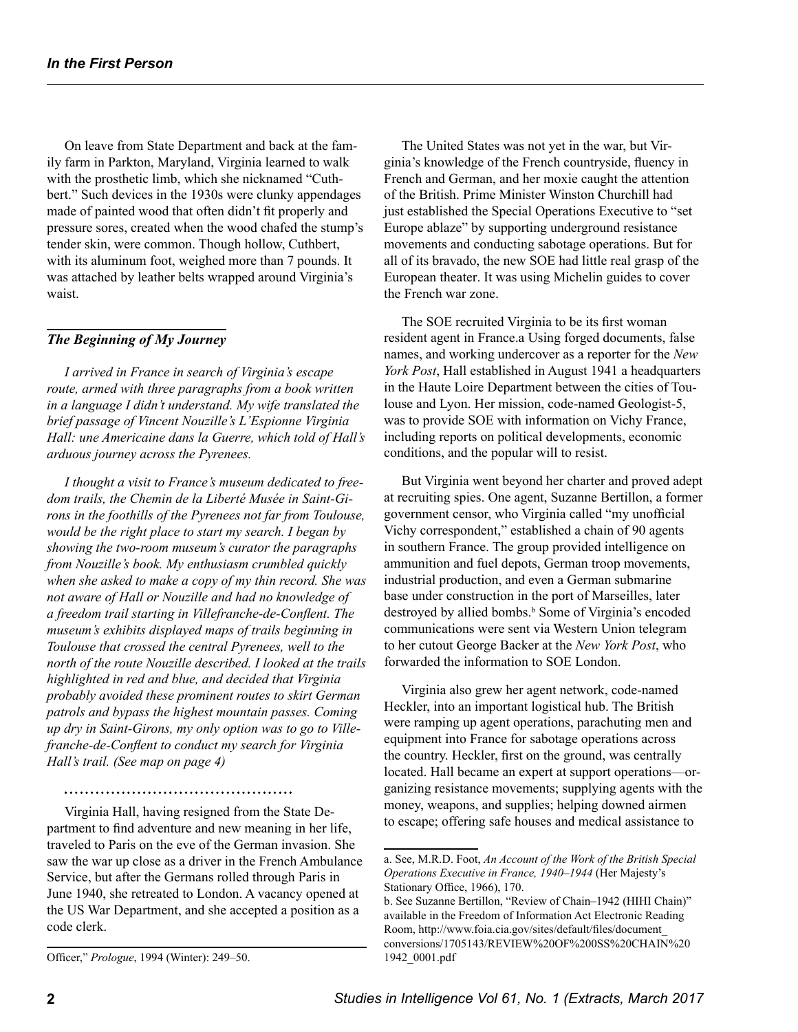On leave from State Department and back at the family farm in Parkton, Maryland, Virginia learned to walk with the prosthetic limb, which she nicknamed "Cuthbert." Such devices in the 1930s were clunky appendages made of painted wood that often didn't fit properly and pressure sores, created when the wood chafed the stump's tender skin, were common. Though hollow, Cuthbert, with its aluminum foot, weighed more than 7 pounds. It was attached by leather belts wrapped around Virginia's waist.

### *The Beginning of My Journey*

*I arrived in France in search of Virginia's escape route, armed with three paragraphs from a book written in a language I didn't understand. My wife translated the brief passage of Vincent Nouzille's L'Espionne Virginia Hall: une Americaine dans la Guerre, which told of Hall's arduous journey across the Pyrenees.*

*I thought a visit to France's museum dedicated to freedom trails, the Chemin de la Liberté Musée in Saint-Girons in the foothills of the Pyrenees not far from Toulouse, would be the right place to start my search. I began by showing the two-room museum's curator the paragraphs from Nouzille's book. My enthusiasm crumbled quickly when she asked to make a copy of my thin record. She was not aware of Hall or Nouzille and had no knowledge of a freedom trail starting in Villefranche-de-Conflent. The museum's exhibits displayed maps of trails beginning in Toulouse that crossed the central Pyrenees, well to the north of the route Nouzille described. I looked at the trails highlighted in red and blue, and decided that Virginia probably avoided these prominent routes to skirt German patrols and bypass the highest mountain passes. Coming up dry in Saint-Girons, my only option was to go to Villefranche-de-Conflent to conduct my search for Virginia Hall's trail. (See map on page 4)*

..........................................

Virginia Hall, having resigned from the State Department to find adventure and new meaning in her life, traveled to Paris on the eve of the German invasion. She saw the war up close as a driver in the French Ambulance Service, but after the Germans rolled through Paris in June 1940, she retreated to London. A vacancy opened at the US War Department, and she accepted a position as a code clerk.

The United States was not yet in the war, but Virginia's knowledge of the French countryside, fluency in French and German, and her moxie caught the attention of the British. Prime Minister Winston Churchill had just established the Special Operations Executive to "set Europe ablaze" by supporting underground resistance movements and conducting sabotage operations. But for all of its bravado, the new SOE had little real grasp of the European theater. It was using Michelin guides to cover the French war zone.

The SOE recruited Virginia to be its first woman resident agent in France.[a] Using forged documents, false names, and working undercover as a reporter for the *New York Post*, Hall established in August 1941 a headquarters in the Haute Loire Department between the cities of Toulouse and Lyon. Her mission, code-named Geologist-5, was to provide SOE with information on Vichy France, including reports on political developments, economic conditions, and the popular will to resist.

But Virginia went beyond her charter and proved adept at recruiting spies. One agent, Suzanne Bertillon, a former government censor, who Virginia called "my unofficial Vichy correspondent," established a chain of 90 agents in southern France. The group provided intelligence on ammunition and fuel depots, German troop movements, industrial production, and even a German submarine base under construction in the port of Marseilles, later destroyed by allied bombs.[b] Some of Virginia's encoded communications were sent via Western Union telegram to her cutout George Backer at the *New York Post*, who forwarded the information to SOE London.

Virginia also grew her agent network, code-named Heckler, into an important logistical hub. The British were ramping up agent operations, parachuting men and equipment into France for sabotage operations across the country. Heckler, first on the ground, was centrally located. Hall became an expert at support operations—organizing resistance movements; supplying agents with the money, weapons, and supplies; helping downed airmen to escape; offering safe houses and medical assistance to

---

Officer," *Prologue*, 1994 (Winter): 249–50.

a. See, M.R.D. Foot, *An Account of the Work of the British Special Operations Executive in France, 1940–1944* (Her Majesty's Stationary Office, 1966), 170.

b. See Suzanne Bertillon, "Review of Chain–1942 (HIHI Chain)" available in the Freedom of Information Act Electronic Reading Room, http://www.foia.cia.gov/sites/default/files/document_conversions/1705143/REVIEW%20OF%20SS%20CHAIN%201942_0001.pdf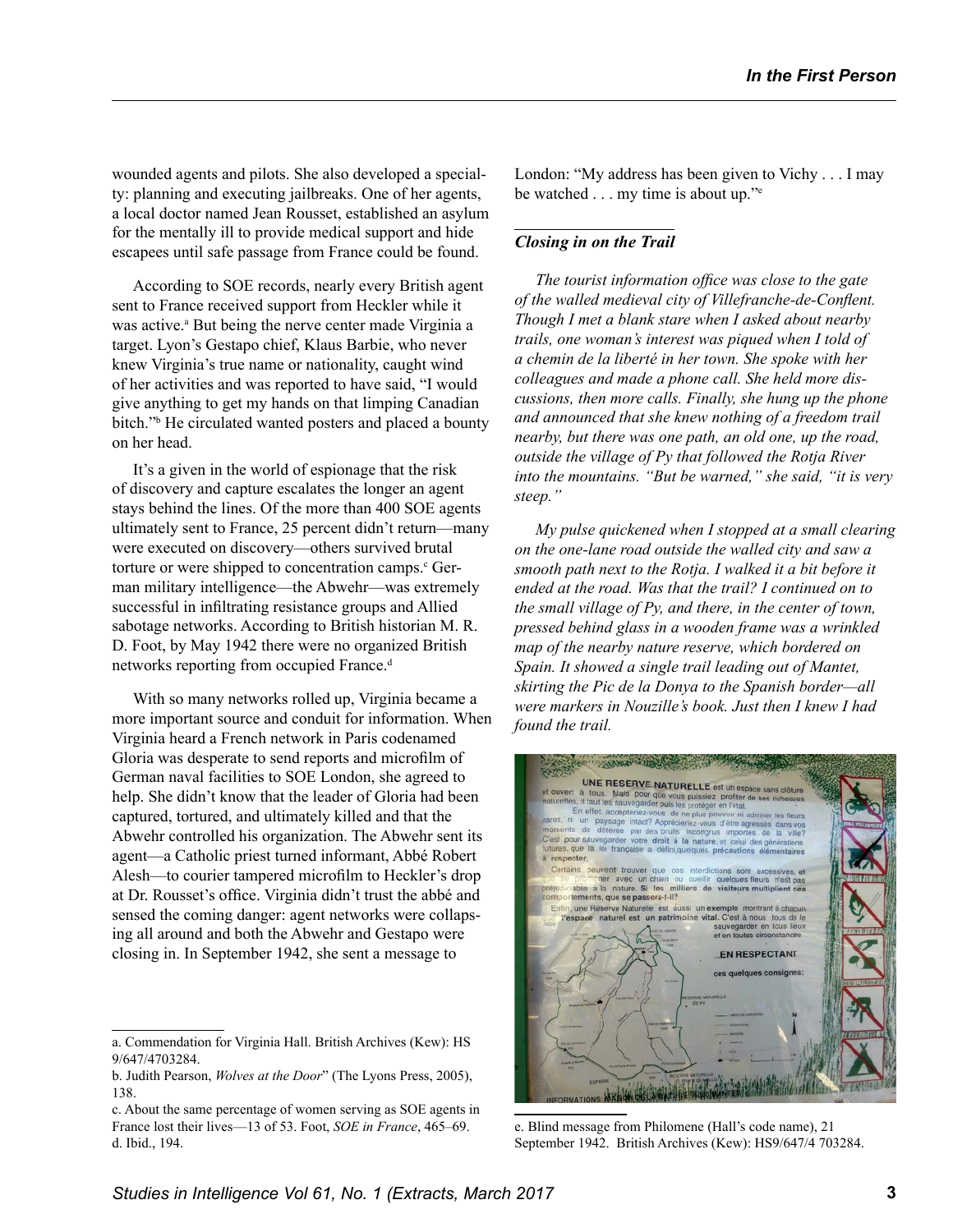wounded agents and pilots. She also developed a specialty: planning and executing jailbreaks. One of her agents, a local doctor named Jean Rousset, established an asylum for the mentally ill to provide medical support and hide escapees until safe passage from France could be found.

According to SOE records, nearly every British agent sent to France received support from Heckler while it was active.[a] But being the nerve center made Virginia a target. Lyon's Gestapo chief, Klaus Barbie, who never knew Virginia's true name or nationality, caught wind of her activities and was reported to have said, "I would give anything to get my hands on that limping Canadian bitch."[b] He circulated wanted posters and placed a bounty on her head.

It's a given in the world of espionage that the risk of discovery and capture escalates the longer an agent stays behind the lines. Of the more than 400 SOE agents ultimately sent to France, 25 percent didn't return—many were executed on discovery—others survived brutal torture or were shipped to concentration camps.[c] German military intelligence—the Abwehr—was extremely successful in infiltrating resistance groups and Allied sabotage networks. According to British historian M. R. D. Foot, by May 1942 there were no organized British networks reporting from occupied France.[d]

With so many networks rolled up, Virginia became a more important source and conduit for information. When Virginia heard a French network in Paris codenamed Gloria was desperate to send reports and microfilm of German naval facilities to SOE London, she agreed to help. She didn't know that the leader of Gloria had been captured, tortured, and ultimately killed and that the Abwehr controlled his organization. The Abwehr sent its agent—a Catholic priest turned informant, Abbé Robert Alesh—to courier tampered microfilm to Heckler's drop at Dr. Rousset's office. Virginia didn't trust the abbé and sensed the coming danger: agent networks were collapsing all around and both the Abwehr and Gestapo were closing in. In September 1942, she sent a message to London: "My address has been given to Vichy . . . I may be watched . . . my time is about up."[e]

### *Closing in on the Trail*

*The tourist information office was close to the gate of the walled medieval city of Villefranche-de-Conflent. Though I met a blank stare when I asked about nearby trails, one woman's interest was piqued when I told of a chemin de la liberté in her town. She spoke with her colleagues and made a phone call. She held more discussions, then more calls. Finally, she hung up the phone and announced that she knew nothing of a freedom trail nearby, but there was one path, an old one, up the road, outside the village of Py that followed the Rotja River into the mountains. "But be warned," she said, "it is very steep."*

*My pulse quickened when I stopped at a small clearing on the one-lane road outside the walled city and saw a smooth path next to the Rotja. I walked it a bit before it ended at the road. Was that the trail? I continued on to the small village of Py, and there, in the center of town, pressed behind glass in a wooden frame was a wrinkled map of the nearby nature reserve, which bordered on Spain. It showed a single trail leading out of Mantet, skirting the Pic de la Donya to the Spanish border—all were markers in Nouzille's book. Just then I knew I had found the trail.*

---

a. Commendation for Virginia Hall. British Archives (Kew): HS 9/647/4703284.

b. Judith Pearson, *Wolves at the Door*" (The Lyons Press, 2005), 138.

c. About the same percentage of women serving as SOE agents in France lost their lives—13 of 53. Foot, *SOE in France*, 465–69.

d. Ibid., 194.

e. Blind message from Philomene (Hall's code name), 21 September 1942. British Archives (Kew): HS9/647/4 703284.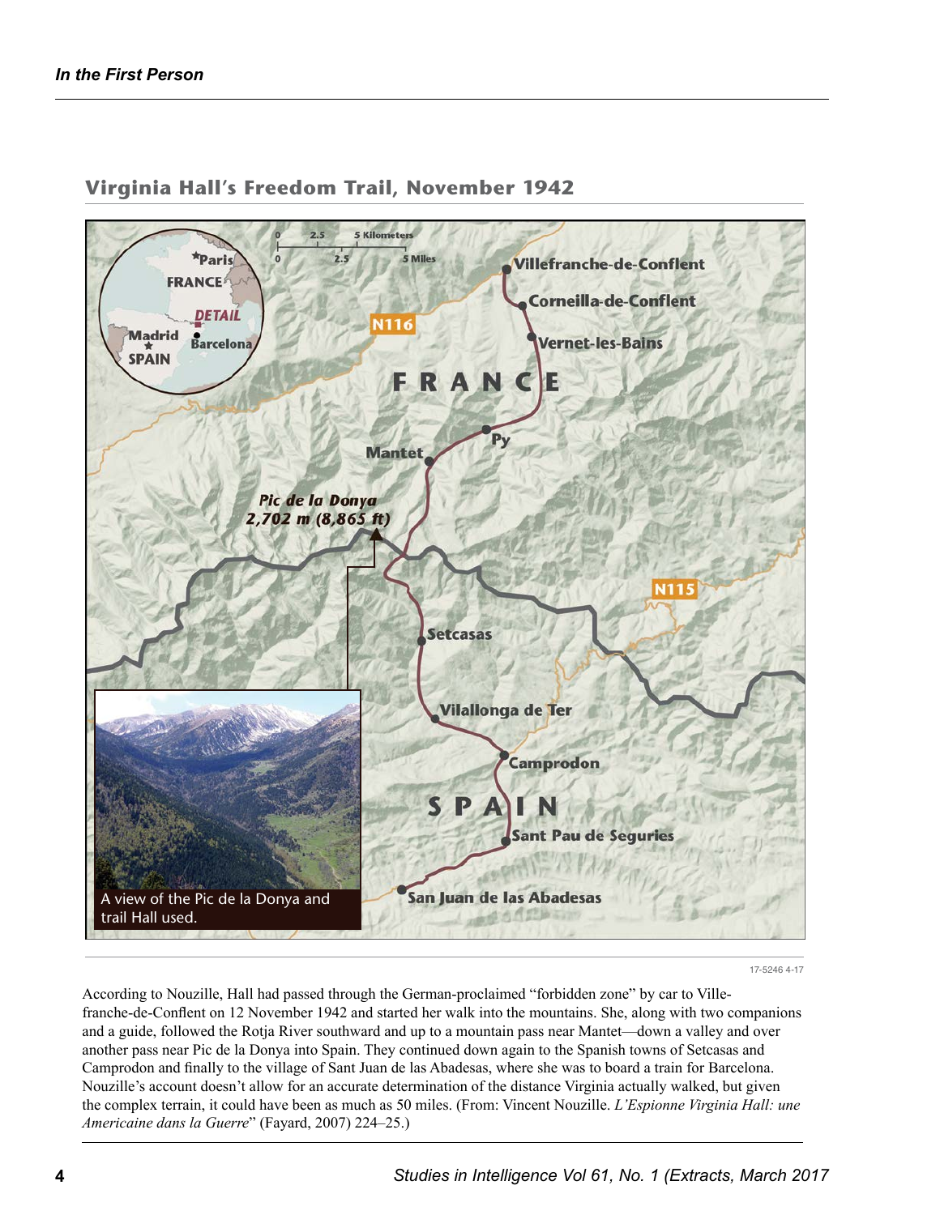## Virginia Hall's Freedom Trail, November 1942

A view of the Pic de la Donya and trail Hall used.

17-5246 4-17

According to Nouzille, Hall had passed through the German-proclaimed "forbidden zone" by car to Ville-franche-de-Conflent on 12 November 1942 and started her walk into the mountains. She, along with two companions and a guide, followed the Rotja River southward and up to a mountain pass near Mantet—down a valley and over another pass near Pic de la Donya into Spain. They continued down again to the Spanish towns of Setcasas and Camprodon and finally to the village of Sant Juan de las Abadesas, where she was to board a train for Barcelona. Nouzille's account doesn't allow for an accurate determination of the distance Virginia actually walked, but given the complex terrain, it could have been as much as 50 miles. (From: Vincent Nouzille. *L'Espionne Virginia Hall: une Americaine dans la Guerre*" (Fayard, 2007) 224–25.)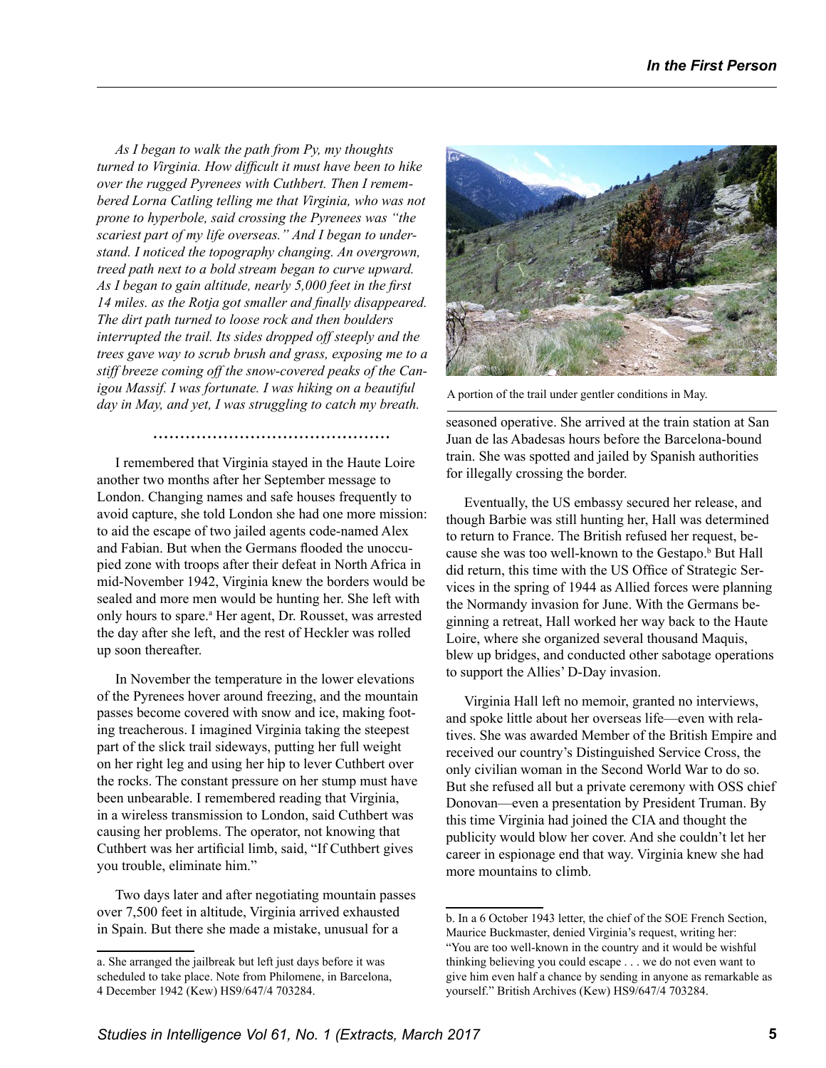*As I began to walk the path from Py, my thoughts turned to Virginia. How difficult it must have been to hike over the rugged Pyrenees with Cuthbert. Then I remembered Lorna Catling telling me that Virginia, who was not prone to hyperbole, said crossing the Pyrenees was "the scariest part of my life overseas." And I began to understand. I noticed the topography changing. An overgrown, treed path next to a bold stream began to curve upward. As I began to gain altitude, nearly 5,000 feet in the first 14 miles. as the Rotja got smaller and finally disappeared. The dirt path turned to loose rock and then boulders interrupted the trail. Its sides dropped off steeply and the trees gave way to scrub brush and grass, exposing me to a stiff breeze coming off the snow-covered peaks of the Canigou Massif. I was fortunate. I was hiking on a beautiful day in May, and yet, I was struggling to catch my breath.*

.............................................

I remembered that Virginia stayed in the Haute Loire another two months after her September message to London. Changing names and safe houses frequently to avoid capture, she told London she had one more mission: to aid the escape of two jailed agents code-named Alex and Fabian. But when the Germans flooded the unoccupied zone with troops after their defeat in North Africa in mid-November 1942, Virginia knew the borders would be sealed and more men would be hunting her. She left with only hours to spare.[a] Her agent, Dr. Rousset, was arrested the day after she left, and the rest of Heckler was rolled up soon thereafter.

In November the temperature in the lower elevations of the Pyrenees hover around freezing, and the mountain passes become covered with snow and ice, making footing treacherous. I imagined Virginia taking the steepest part of the slick trail sideways, putting her full weight on her right leg and using her hip to lever Cuthbert over the rocks. The constant pressure on her stump must have been unbearable. I remembered reading that Virginia, in a wireless transmission to London, said Cuthbert was causing her problems. The operator, not knowing that Cuthbert was her artificial limb, said, "If Cuthbert gives you trouble, eliminate him."

Two days later and after negotiating mountain passes over 7,500 feet in altitude, Virginia arrived exhausted in Spain. But there she made a mistake, unusual for a seasoned operative. She arrived at the train station at San Juan de las Abadesas hours before the Barcelona-bound train. She was spotted and jailed by Spanish authorities for illegally crossing the border.

A portion of the trail under gentler conditions in May.

Eventually, the US embassy secured her release, and though Barbie was still hunting her, Hall was determined to return to France. The British refused her request, because she was too well-known to the Gestapo.[b] But Hall did return, this time with the US Office of Strategic Services in the spring of 1944 as Allied forces were planning the Normandy invasion for June. With the Germans beginning a retreat, Hall worked her way back to the Haute Loire, where she organized several thousand Maquis, blew up bridges, and conducted other sabotage operations to support the Allies' D-Day invasion.

Virginia Hall left no memoir, granted no interviews, and spoke little about her overseas life—even with relatives. She was awarded Member of the British Empire and received our country's Distinguished Service Cross, the only civilian woman in the Second World War to do so. But she refused all but a private ceremony with OSS chief Donovan—even a presentation by President Truman. By this time Virginia had joined the CIA and thought the publicity would blow her cover. And she couldn't let her career in espionage end that way. Virginia knew she had more mountains to climb.

---

a. She arranged the jailbreak but left just days before it was scheduled to take place. Note from Philomene, in Barcelona, 4 December 1942 (Kew) HS9/647/4 703284.

b. In a 6 October 1943 letter, the chief of the SOE French Section, Maurice Buckmaster, denied Virginia's request, writing her: "You are too well-known in the country and it would be wishful thinking believing you could escape . . . we do not even want to give him even half a chance by sending in anyone as remarkable as yourself." British Archives (Kew) HS9/647/4 703284.